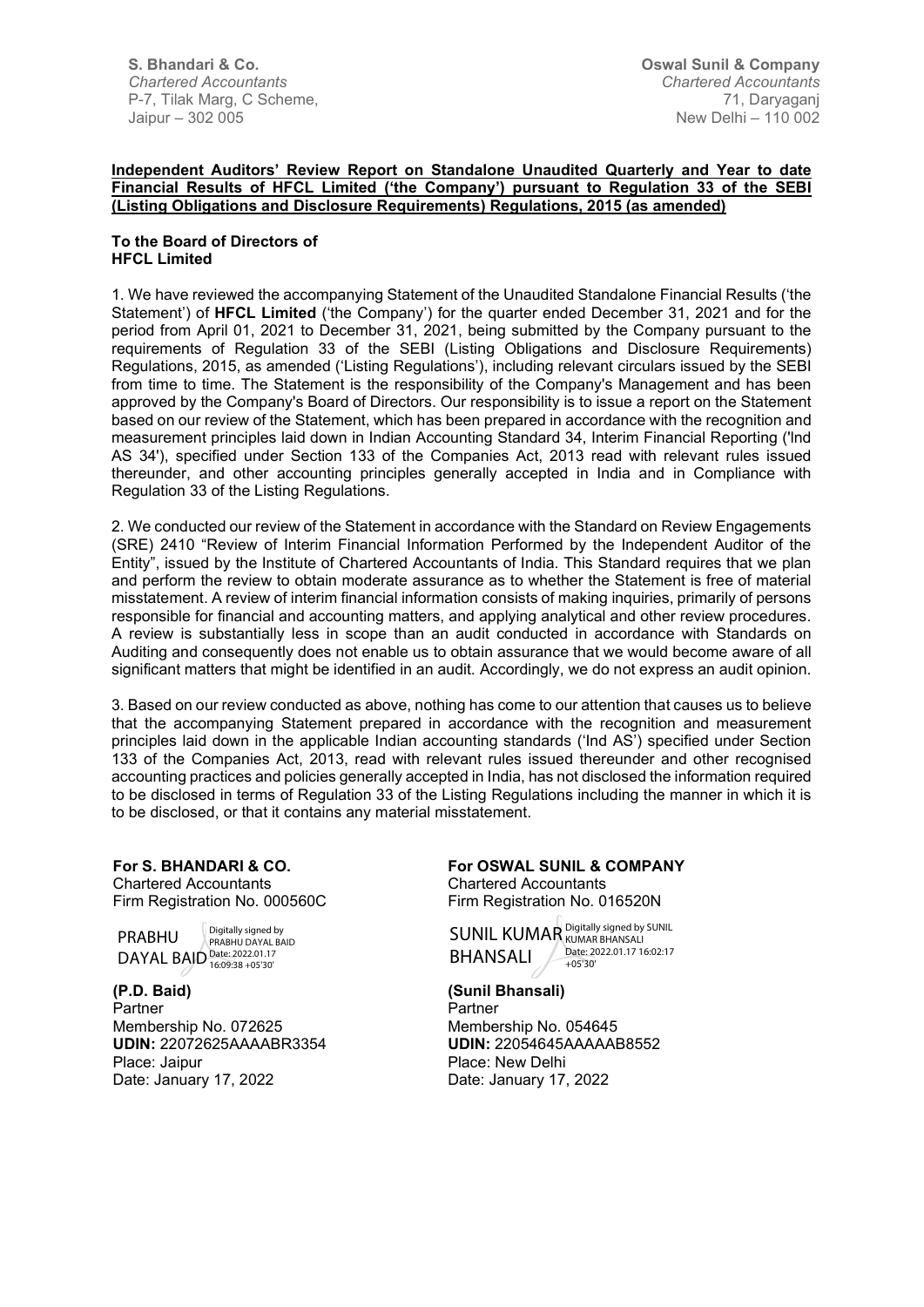**S. Bhandari & Co.**
*Chartered Accountants*
P-7, Tilak Marg, C Scheme,
Jaipur – 302 005

**Oswal Sunil & Company**
*Chartered Accountants*
71, Daryaganj
New Delhi – 110 002

**Independent Auditors' Review Report on Standalone Unaudited Quarterly and Year to date Financial Results of HFCL Limited ('the Company') pursuant to Regulation 33 of the SEBI (Listing Obligations and Disclosure Requirements) Regulations, 2015 (as amended)**

**To the Board of Directors of**
**HFCL Limited**

1. We have reviewed the accompanying Statement of the Unaudited Standalone Financial Results ('the Statement') of **HFCL Limited** ('the Company') for the quarter ended December 31, 2021 and for the period from April 01, 2021 to December 31, 2021, being submitted by the Company pursuant to the requirements of Regulation 33 of the SEBI (Listing Obligations and Disclosure Requirements) Regulations, 2015, as amended ('Listing Regulations'), including relevant circulars issued by the SEBI from time to time. The Statement is the responsibility of the Company's Management and has been approved by the Company's Board of Directors. Our responsibility is to issue a report on the Statement based on our review of the Statement, which has been prepared in accordance with the recognition and measurement principles laid down in Indian Accounting Standard 34, Interim Financial Reporting ('Ind AS 34'), specified under Section 133 of the Companies Act, 2013 read with relevant rules issued thereunder, and other accounting principles generally accepted in India and in Compliance with Regulation 33 of the Listing Regulations.

2. We conducted our review of the Statement in accordance with the Standard on Review Engagements (SRE) 2410 "Review of Interim Financial Information Performed by the Independent Auditor of the Entity", issued by the Institute of Chartered Accountants of India. This Standard requires that we plan and perform the review to obtain moderate assurance as to whether the Statement is free of material misstatement. A review of interim financial information consists of making inquiries, primarily of persons responsible for financial and accounting matters, and applying analytical and other review procedures. A review is substantially less in scope than an audit conducted in accordance with Standards on Auditing and consequently does not enable us to obtain assurance that we would become aware of all significant matters that might be identified in an audit. Accordingly, we do not express an audit opinion.

3. Based on our review conducted as above, nothing has come to our attention that causes us to believe that the accompanying Statement prepared in accordance with the recognition and measurement principles laid down in the applicable Indian accounting standards ('Ind AS') specified under Section 133 of the Companies Act, 2013, read with relevant rules issued thereunder and other recognised accounting practices and policies generally accepted in India, has not disclosed the information required to be disclosed in terms of Regulation 33 of the Listing Regulations including the manner in which it is to be disclosed, or that it contains any material misstatement.

**For S. BHANDARI & CO.**
Chartered Accountants
Firm Registration No. 000560C

PRABHU DAYAL BAID
Digitally signed by PRABHU DAYAL BAID
Date: 2022.01.17 16:09:38 +05'30'

**(P.D. Baid)**
Partner
Membership No. 072625
**UDIN:** 22072625AAAABR3354
Place: Jaipur
Date: January 17, 2022

**For OSWAL SUNIL & COMPANY**
Chartered Accountants
Firm Registration No. 016520N

SUNIL KUMAR BHANSALI
Digitally signed by SUNIL KUMAR BHANSALI
Date: 2022.01.17 16:02:17 +05'30'

**(Sunil Bhansali)**
Partner
Membership No. 054645
**UDIN:** 22054645AAAAAB8552
Place: New Delhi
Date: January 17, 2022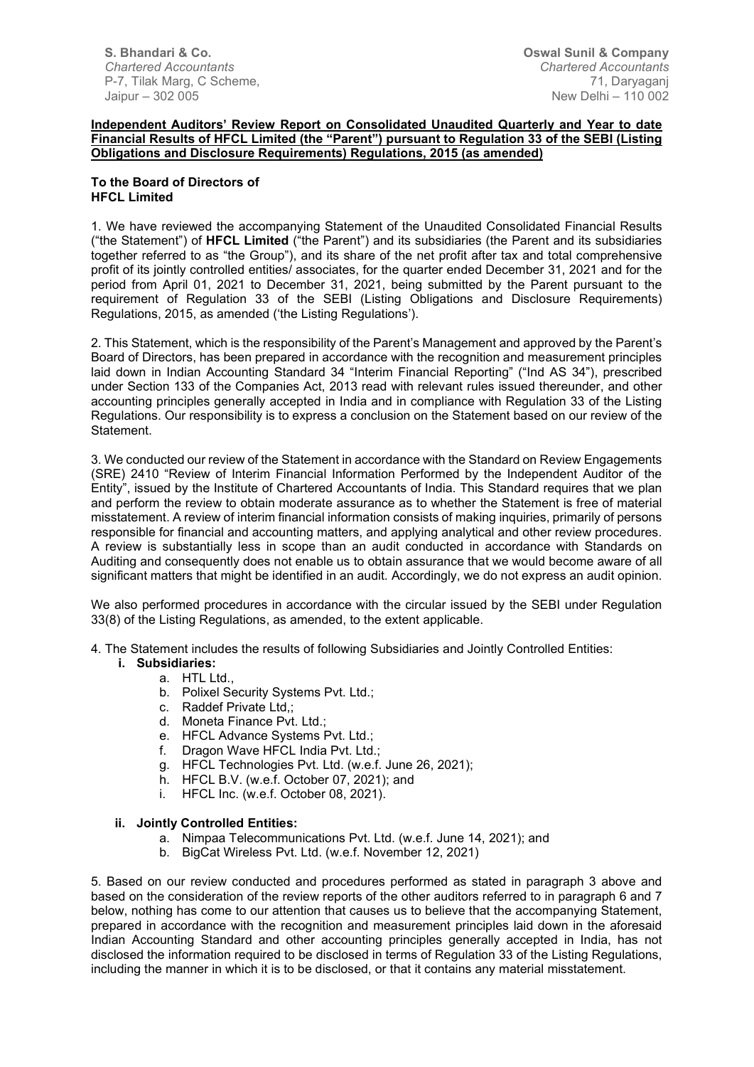**S. Bhandari & Co.**
*Chartered Accountants*
P-7, Tilak Marg, C Scheme,
Jaipur – 302 005

**Oswal Sunil & Company**
*Chartered Accountants*
71, Daryaganj
New Delhi – 110 002

**Independent Auditors' Review Report on Consolidated Unaudited Quarterly and Year to date Financial Results of HFCL Limited (the "Parent") pursuant to Regulation 33 of the SEBI (Listing Obligations and Disclosure Requirements) Regulations, 2015 (as amended)**

**To the Board of Directors of**
**HFCL Limited**

1. We have reviewed the accompanying Statement of the Unaudited Consolidated Financial Results ("the Statement") of **HFCL Limited** ("the Parent") and its subsidiaries (the Parent and its subsidiaries together referred to as "the Group"), and its share of the net profit after tax and total comprehensive profit of its jointly controlled entities/ associates, for the quarter ended December 31, 2021 and for the period from April 01, 2021 to December 31, 2021, being submitted by the Parent pursuant to the requirement of Regulation 33 of the SEBI (Listing Obligations and Disclosure Requirements) Regulations, 2015, as amended ('the Listing Regulations').

2. This Statement, which is the responsibility of the Parent's Management and approved by the Parent's Board of Directors, has been prepared in accordance with the recognition and measurement principles laid down in Indian Accounting Standard 34 "Interim Financial Reporting" ("Ind AS 34"), prescribed under Section 133 of the Companies Act, 2013 read with relevant rules issued thereunder, and other accounting principles generally accepted in India and in compliance with Regulation 33 of the Listing Regulations. Our responsibility is to express a conclusion on the Statement based on our review of the Statement.

3. We conducted our review of the Statement in accordance with the Standard on Review Engagements (SRE) 2410 "Review of Interim Financial Information Performed by the Independent Auditor of the Entity", issued by the Institute of Chartered Accountants of India. This Standard requires that we plan and perform the review to obtain moderate assurance as to whether the Statement is free of material misstatement. A review of interim financial information consists of making inquiries, primarily of persons responsible for financial and accounting matters, and applying analytical and other review procedures. A review is substantially less in scope than an audit conducted in accordance with Standards on Auditing and consequently does not enable us to obtain assurance that we would become aware of all significant matters that might be identified in an audit. Accordingly, we do not express an audit opinion.

We also performed procedures in accordance with the circular issued by the SEBI under Regulation 33(8) of the Listing Regulations, as amended, to the extent applicable.

4. The Statement includes the results of following Subsidiaries and Jointly Controlled Entities:

   **i. Subsidiaries:**
   a. HTL Ltd.,
   b. Polixel Security Systems Pvt. Ltd.;
   c. Raddef Private Ltd,;
   d. Moneta Finance Pvt. Ltd.;
   e. HFCL Advance Systems Pvt. Ltd.;
   f. Dragon Wave HFCL India Pvt. Ltd.;
   g. HFCL Technologies Pvt. Ltd. (w.e.f. June 26, 2021);
   h. HFCL B.V. (w.e.f. October 07, 2021); and
   i. HFCL Inc. (w.e.f. October 08, 2021).

   **ii. Jointly Controlled Entities:**
   a. Nimpaa Telecommunications Pvt. Ltd. (w.e.f. June 14, 2021); and
   b. BigCat Wireless Pvt. Ltd. (w.e.f. November 12, 2021)

5. Based on our review conducted and procedures performed as stated in paragraph 3 above and based on the consideration of the review reports of the other auditors referred to in paragraph 6 and 7 below, nothing has come to our attention that causes us to believe that the accompanying Statement, prepared in accordance with the recognition and measurement principles laid down in the aforesaid Indian Accounting Standard and other accounting principles generally accepted in India, has not disclosed the information required to be disclosed in terms of Regulation 33 of the Listing Regulations, including the manner in which it is to be disclosed, or that it contains any material misstatement.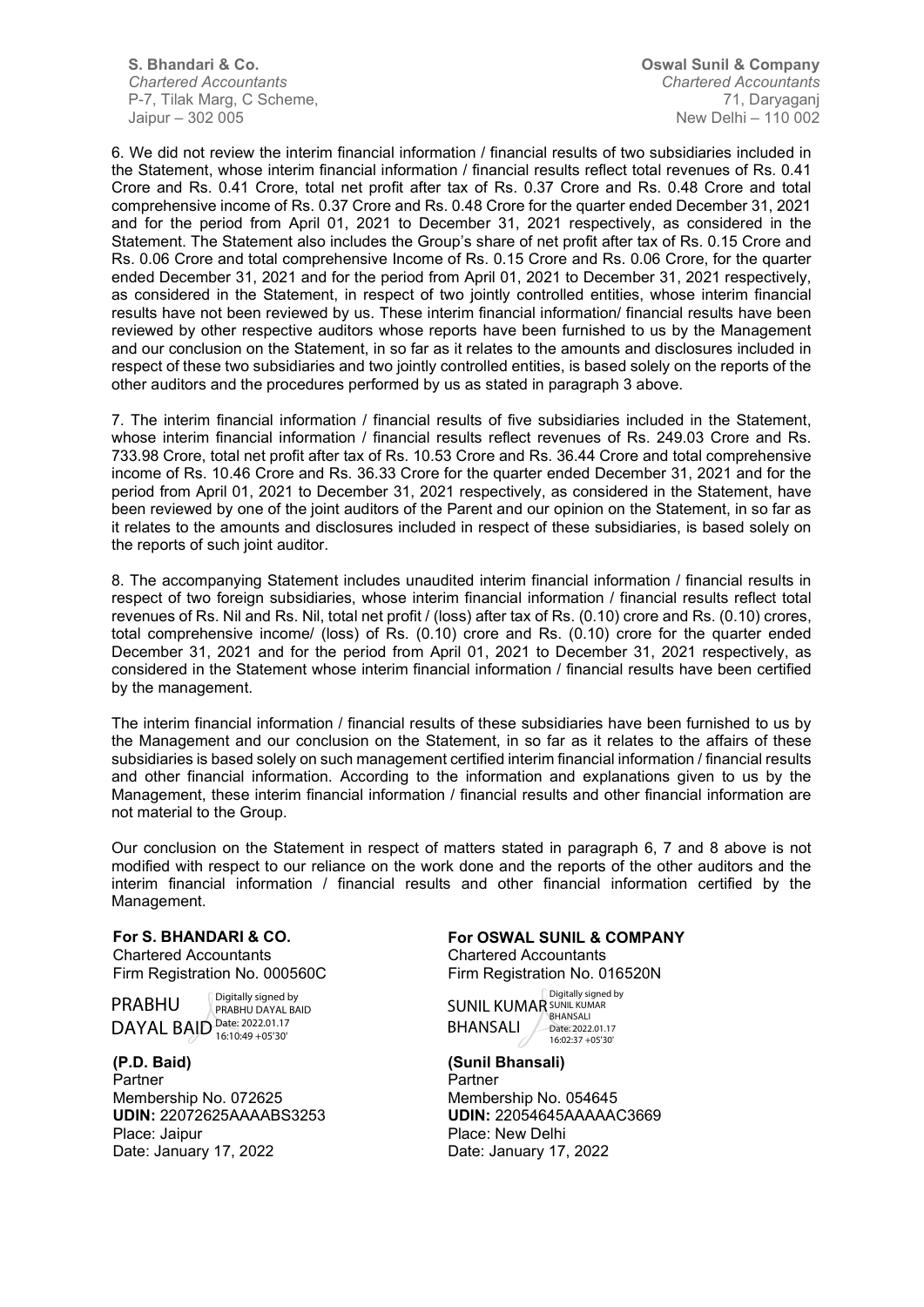S. Bhandari & Co.
*Chartered Accountants*
P-7, Tilak Marg, C Scheme,
Jaipur – 302 005

Oswal Sunil & Company
*Chartered Accountants*
71, Daryaganj
New Delhi – 110 002

6. We did not review the interim financial information / financial results of two subsidiaries included in the Statement, whose interim financial information / financial results reflect total revenues of Rs. 0.41 Crore and Rs. 0.41 Crore, total net profit after tax of Rs. 0.37 Crore and Rs. 0.48 Crore and total comprehensive income of Rs. 0.37 Crore and Rs. 0.48 Crore for the quarter ended December 31, 2021 and for the period from April 01, 2021 to December 31, 2021 respectively, as considered in the Statement. The Statement also includes the Group's share of net profit after tax of Rs. 0.15 Crore and Rs. 0.06 Crore and total comprehensive Income of Rs. 0.15 Crore and Rs. 0.06 Crore, for the quarter ended December 31, 2021 and for the period from April 01, 2021 to December 31, 2021 respectively, as considered in the Statement, in respect of two jointly controlled entities, whose interim financial results have not been reviewed by us. These interim financial information/ financial results have been reviewed by other respective auditors whose reports have been furnished to us by the Management and our conclusion on the Statement, in so far as it relates to the amounts and disclosures included in respect of these two subsidiaries and two jointly controlled entities, is based solely on the reports of the other auditors and the procedures performed by us as stated in paragraph 3 above.

7. The interim financial information / financial results of five subsidiaries included in the Statement, whose interim financial information / financial results reflect revenues of Rs. 249.03 Crore and Rs. 733.98 Crore, total net profit after tax of Rs. 10.53 Crore and Rs. 36.44 Crore and total comprehensive income of Rs. 10.46 Crore and Rs. 36.33 Crore for the quarter ended December 31, 2021 and for the period from April 01, 2021 to December 31, 2021 respectively, as considered in the Statement, have been reviewed by one of the joint auditors of the Parent and our opinion on the Statement, in so far as it relates to the amounts and disclosures included in respect of these subsidiaries, is based solely on the reports of such joint auditor.

8. The accompanying Statement includes unaudited interim financial information / financial results in respect of two foreign subsidiaries, whose interim financial information / financial results reflect total revenues of Rs. Nil and Rs. Nil, total net profit / (loss) after tax of Rs. (0.10) crore and Rs. (0.10) crores, total comprehensive income/ (loss) of Rs. (0.10) crore and Rs. (0.10) crore for the quarter ended December 31, 2021 and for the period from April 01, 2021 to December 31, 2021 respectively, as considered in the Statement whose interim financial information / financial results have been certified by the management.

The interim financial information / financial results of these subsidiaries have been furnished to us by the Management and our conclusion on the Statement, in so far as it relates to the affairs of these subsidiaries is based solely on such management certified interim financial information / financial results and other financial information. According to the information and explanations given to us by the Management, these interim financial information / financial results and other financial information are not material to the Group.

Our conclusion on the Statement in respect of matters stated in paragraph 6, 7 and 8 above is not modified with respect to our reliance on the work done and the reports of the other auditors and the interim financial information / financial results and other financial information certified by the Management.

**For S. BHANDARI & CO.**
Chartered Accountants
Firm Registration No. 000560C

PRABHU DAYAL BAID
Digitally signed by PRABHU DAYAL BAID
Date: 2022.01.17 16:10:49 +05'30'

**(P.D. Baid)**
Partner
Membership No. 072625
**UDIN:** 22072625AAAABS3253
Place: Jaipur
Date: January 17, 2022

**For OSWAL SUNIL & COMPANY**
Chartered Accountants
Firm Registration No. 016520N

SUNIL KUMAR BHANSALI
Digitally signed by SUNIL KUMAR BHANSALI
Date: 2022.01.17 16:02:37 +05'30'

**(Sunil Bhansali)**
Partner
Membership No. 054645
**UDIN:** 22054645AAAAAC3669
Place: New Delhi
Date: January 17, 2022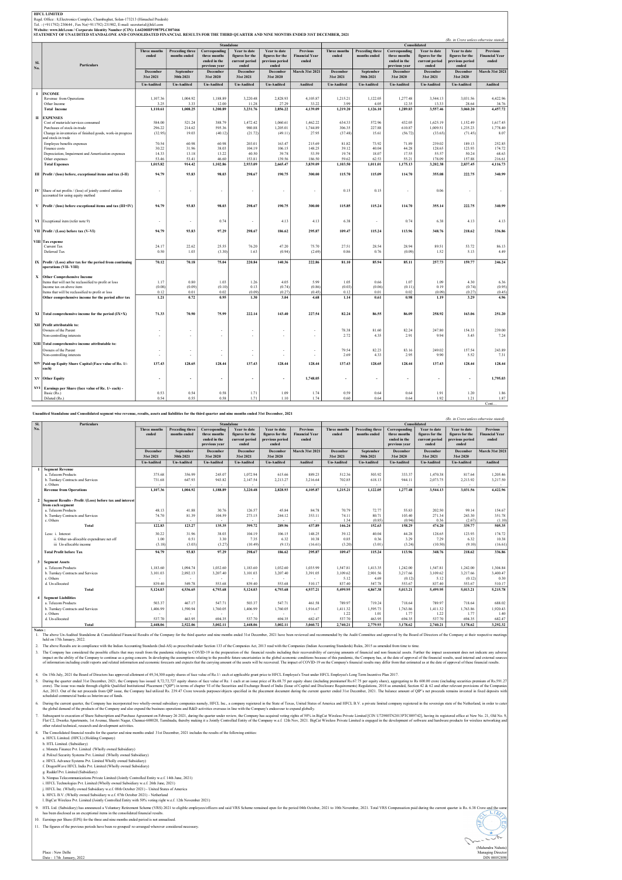**HFCL LIMITED**

Regd. Office : 8,Electronics Complex, Chambaghat, Solan-173213 (Himachal Pradesh)

Tel. : (+911792) 230644 , Fax No(+91 1792) 231902, E-mail: secretarial@hfcl.com

**Website: www.hfcl.com / Corporate Identity Number (CIN): L64200HP1987PLC007466**

**STATEMENT OF UNAUDITED STANDALONE AND CONSOLIDATED FINANCIAL RESULTS FOR THE THIRD QUARTER AND NINE MONTHS ENDED 31ST DECEMBER, 2021**

(Rs. in Crore unless otherwise stated)

| Sl. No. | Particulars | Standalone | | | | | | Consolidated | | | | | |
|---|---|---|---|---|---|---|---|---|---|---|---|---|---|
| | | Three months ended | Preceding three months ended | Corresponding three months ended in the previous year | Year to date figures for the current period ended | Year to date figures for the previous period ended | Previous Financial Year ended | Three month ended | Preceding three months ended | Corresponding three months ended in the previous year | Year to date figures for the current period ended | Year to date figures for the previous period ended | Previous Financial Year ended |
| | | December 31st 2021 | September 30th 2021 | December 31st 2020 | December 31st 2021 | December 31st 2020 | March 31st 2021 | December 31st 2021 | September 30th 2021 | December 31st 2020 | December 31st 2021 | December 31st 2020 | March 31st 2021 |
| | | Un-Audited | Un-Audited | Un-Audited | Un-Audited | Un-Audited | Audited | Un-Audited | Un-Audited | Un-Audited | Un-Audited | Un-Audited | Audited |
| I | **INCOME** | | | | | | | | | | | | |
| | Revenue from Operations | 1,107.36 | 1,004.92 | 1,188.89 | 3,220.48 | 2,828.93 | 4,105.87 | 1,215.21 | 1,122.05 | 1,277.48 | 3,544.13 | 3,031.56 | 4,422.96 |
| | Other Income | 3.25 | 3.33 | 12.00 | 11.28 | 27.29 | 33.22 | 3.99 | 4.05 | 12.35 | 13.33 | 28.64 | 34.76 |
| | **Total Income** | **1,110.61** | **1,008.25** | **1,200.89** | **3,231.76** | **2,856.22** | **4,139.09** | **1,219.20** | **1,126.10** | **1,289.83** | **3,557.46** | **3,060.20** | **4,457.72** |
| II | **EXPENSES** | | | | | | | | | | | | |
| | Cost of materials/services consumed | 584.00 | 521.24 | 388.79 | 1,472.42 | 1,060.61 | 1,462.22 | 634.33 | 572.96 | 432.05 | 1,625.19 | 1,152.49 | 1,617.45 |
| | Purchases of stock-in-trade | 296.22 | 214.62 | 595.36 | 980.88 | 1,205.01 | 1,744.89 | 306.35 | 227.88 | 610.87 | 1,009.51 | 1,235.23 | 1,778.40 |
| | Change in inventories of finished goods, work-in progress and stock-in trade | (32.95) | 19.03 | (40.12) | (21.72) | (49.11) | 27.95 | (37.48) | 15.61 | (56.72) | (33.65) | (71.45) | 8.07 |
| | Employee benefits expenses | 70.54 | 60.98 | 60.98 | 203.01 | 163.47 | 215.69 | 81.82 | 73.92 | 71.89 | 239.02 | 189.13 | 252.85 |
| | Finance costs | 30.22 | 31.96 | 38.03 | 104.19 | 106.15 | 148.25 | 39.12 | 40.04 | 44.28 | 128.65 | 123.93 | 174.72 |
| | Depreciation, Impairment and Amortisation expenses | 14.33 | 13.18 | 13.22 | 40.50 | 39.78 | 53.59 | 19.74 | 18.07 | 17.55 | 55.57 | 50.24 | 68.63 |
| | Other expenses | 53.46 | 53.41 | 46.60 | 153.81 | 139.56 | 186.50 | 59.62 | 62.53 | 55.21 | 178.09 | 157.88 | 216.61 |
| | **Total Expenses** | **1,015.82** | **914.42** | **1,102.86** | **2,933.09** | **2,665.47** | **3,839.09** | **1,103.50** | **1,011.01** | **1,175.13** | **3,202.38** | **2,837.45** | **4,116.73** |
| III | **Profit / (loss) before, exceptional items and tax (I-II)** | **94.79** | **93.83** | **98.03** | **298.67** | **190.75** | **300.00** | **115.70** | **115.09** | **114.70** | **355.08** | **222.75** | **340.99** |
| IV | Share of net profits / (loss) of jointly control entities accounted for using equity method | - | - | - | - | - | - | 0.15 | 0.15 | - | 0.06 | - | - |
| V | **Profit / (loss) before exceptional items and tax (III+IV)** | **94.79** | **93.83** | **98.03** | **298.67** | **190.75** | **300.00** | **115.85** | **115.24** | **114.70** | **355.14** | **222.75** | **340.99** |
| VI | Exceptional item (refer note 9) | - | - | 0.74 | - | 4.13 | 4.13 | 6.38 | - | 0.74 | 6.38 | 4.13 | 4.13 |
| VII | **Profit / (Loss) before tax (V-VI)** | **94.79** | **93.83** | **97.29** | **298.67** | **186.62** | **295.87** | **109.47** | **115.24** | **113.96** | **348.76** | **218.62** | **336.86** |
| VIII | **Tax expense** | | | | | | | | | | | | |
| | Current Tax | 24.17 | 22.62 | 25.55 | 76.20 | 47.20 | 75.70 | 27.51 | 28.54 | 28.94 | 89.51 | 53.72 | 86.13 |
| | Deferred Tax | 0.50 | 1.03 | (3.30) | 1.63 | (0.94) | (2.69) | 0.86 | 0.76 | (0.09) | 1.52 | 5.13 | 4.49 |
| IX | **Profit / (Loss) after tax for the period from continuing operations (VII- VIII)** | **70.12** | **70.18** | **75.04** | **220.84** | **140.36** | **222.86** | **81.10** | **85.94** | **85.11** | **257.73** | **159.77** | **246.24** |
| X | **Other Comprehensive Income** | | | | | | | | | | | | |
| | Items that will not be reclassified to profit or loss | 1.17 | 0.80 | 1.03 | 1.26 | 4.05 | 5.99 | 1.05 | 0.66 | 1.07 | 1.09 | 4.30 | 6.36 |
| | Income tax on above item | (0.08) | (0.09) | (0.10) | 0.13 | (0.74) | (0.86) | (0.03) | (0.06) | (0.11) | 0.19 | (0.74) | (0.95) |
| | Items that will be reclassified to profit or loss | 0.12 | 0.01 | 0.02 | (0.09) | (0.27) | (0.45) | 0.12 | 0.01 | 0.02 | (0.09) | (0.27) | (0.45) |
| | **Other comprehensive income for the period after tax** | **1.21** | **0.72** | **0.95** | **1.30** | **3.04** | **4.68** | **1.14** | **0.61** | **0.98** | **1.19** | **3.29** | **4.96** |
| XI | **Total comprehensive income for the period (IX+X)** | **71.33** | **70.90** | **75.99** | **222.14** | **143.40** | **227.54** | **82.24** | **86.55** | **86.09** | **258.92** | **163.06** | **251.20** |
| XII | **Profit attributable to:** | | | | | | | | | | | | |
| | Owners of the Parent | - | - | - | - | - | - | 78.38 | 81.60 | 82.24 | 247.80 | 154.33 | 239.00 |
| | Non-controlling interests | - | - | - | - | - | - | 2.72 | 4.35 | 2.91 | 9.94 | 5.45 | 7.24 |
| XIII | **Total comprehensive income attributable to:** | | | | | | | | | | | | |
| | Owners of the Parent | - | - | - | - | - | - | 79.54 | 82.23 | 83.16 | 249.02 | 157.54 | 243.89 |
| | Non-controlling interests | - | - | - | - | - | - | 2.69 | 4.33 | 2.95 | 9.90 | 5.52 | 7.31 |
| XIV | **Paid-up Equity Share Capital (Face value of Re. 1/- each)** | **137.43** | **128.65** | **128.44** | **137.43** | **128.44** | **128.44** | **137.43** | **128.65** | **128.44** | **137.43** | **128.44** | **128.44** |
| XV | **Other Equity** | - | - | - | - | - | **1,748.05** | - | - | - | - | - | **1,795.03** |
| XVI | **Earnings per Share (face value of Re. 1/- each) -** | | | | | | | | | | | | |
| | Basic (Rs.) | 0.53 | 0.54 | 0.58 | 1.71 | 1.09 | 1.74 | 0.59 | 0.64 | 0.64 | 1.91 | 1.20 | 1.86 |
| | Diluted (Rs.) | 0.54 | 0.55 | 0.58 | 1.71 | 1.10 | 1.74 | 0.60 | 0.64 | 0.64 | 1.92 | 1.21 | 1.87 |

Cont....

**Unaudited Standalone and Consolidated segment wise revenue, results, assets and liabilities for the third quarter and nine months ended 31st December, 2021**

(Rs. in Crore unless otherwise stated)

| Sl. No. | Particulars | Standalone | | | | | | Consolidated | | | | | |
|---|---|---|---|---|---|---|---|---|---|---|---|---|---|
| | | Three months ended | Preceding three months ended | Corresponding three months ended in the previous year | Year to date figures for the current period ended | Year to date figures for the previous period ended | Previous Financial Year ended | Three month ended | Preceding three months ended | Corresponding three months ended in the previous year | Year to date figures for the current period ended | Year to date figures for the previous period ended | Previous Financial Year ended |
| | | December 31st 2021 | September 30th 2021 | December 31st 2020 | December 31st 2021 | December 31st 2020 | March 31st 2021 | December 31st 2021 | September 30th 2021 | December 31st 2020 | December 31st 2021 | December 31st 2020 | March 31st 2021 |
| | | Un-Audited | Un-Audited | Un-Audited | Un-Audited | Un-Audited | Audited | Un-Audited | Un-Audited | Un-Audited | Un-Audited | Un-Audited | Audited |
| 1 | **Segment Revenue** | | | | | | | | | | | | |
| | a. Telecom Products | 375.68 | 356.99 | 245.07 | 1,072.94 | 615.66 | 889.23 | 512.36 | 503.92 | 333.37 | 1,470.38 | 817.64 | 1,205.46 |
| | b. Turnkey Contracts and Services | 731.68 | 647.93 | 943.82 | 2,147.54 | 2,213.27 | 3,216.64 | 702.85 | 618.13 | 944.11 | 2,073.75 | 2,213.92 | 3,217.50 |
| | c. Others | | | | | | | | | | | | |
| | **Revenue from Operations** | **1,107.36** | **1,004.92** | **1,188.89** | **3,220.48** | **2,828.93** | **4,105.87** | **1,215.21** | **1,122.05** | **1,277.48** | **3,544.13** | **3,031.56** | **4,422.96** |
| 2 | **Segment Results - Profit /(Loss) before tax and interest from each segment** | | | | | | | | | | | | |
| | a. Telecom Products | 48.13 | 41.88 | 30.76 | 126.57 | 45.84 | 84.78 | 70.79 | 72.77 | 55.83 | 202.50 | 99.14 | 154.67 |
| | b. Turnkey Contracts and Services | 74.70 | 81.39 | 104.59 | 273.15 | 244.12 | 353.11 | 74.11 | 80.71 | 103.40 | 271.34 | 243.30 | 351.78 |
| | c. Others | - | - | - | - | - | - | 1.34 | (0.85) | (0.94) | 0.36 | (2.67) | (1.10) |
| | **Total** | **122.83** | **123.27** | **135.35** | **399.72** | **289.96** | **437.89** | **146.24** | **152.63** | **158.29** | **474.20** | **339.77** | **505.35** |
| | Less: i. Interest | 30.22 | 31.96 | 38.03 | 104.19 | 106.15 | 148.25 | 39.12 | 40.04 | 44.28 | 128.65 | 123.93 | 174.72 |
| | ii. Other un-allocable expenditure net off | 1.00 | 0.51 | 3.30 | 7.35 | 6.32 | 10.38 | 0.85 | 0.36 | 3.29 | 7.29 | 6.32 | 10.38 |
| | iii. Un-allocable income | (3.18) | (3.03) | (3.27) | (10.49) | (9.13) | (16.61) | (3.20) | (3.01) | (3.24) | (10.50) | (9.10) | (16.61) |
| | **Total Profit before Tax** | **94.79** | **93.83** | **97.29** | **298.67** | **186.62** | **295.87** | **109.47** | **115.24** | **113.96** | **348.76** | **218.62** | **336.86** |
| 3 | **Segment Assets** | | | | | | | | | | | | |
| | a. Telecom Products | 1,183.60 | 1,094.74 | 1,032.60 | 1,183.60 | 1,032.60 | 1,035.99 | 1,547.81 | 1,413.35 | 1,242.00 | 1,547.81 | 1,242.00 | 1,304.84 |
| | b. Turnkey Contracts and Services | 3,101.03 | 2,892.13 | 3,207.40 | 3,101.03 | 3,207.40 | 3,391.05 | 3,109.62 | 2,901.56 | 3,217.66 | 3,109.62 | 3,217.66 | 3,400.47 |
| | c. Others | - | - | - | - | - | - | 5.12 | 4.69 | (0.12) | 5.12 | (0.12) | 0.30 |
| | d. Un-allocated | 839.40 | 549.78 | 553.68 | 839.40 | 553.68 | 510.17 | 837.40 | 547.78 | 553.67 | 837.40 | 553.67 | 510.17 |
| | **Total** | **5,124.03** | **4,536.65** | **4,793.68** | **5,124.03** | **4,793.68** | **4,937.21** | **5,499.95** | **4,867.38** | **5,013.21** | **5,499.95** | **5,013.21** | **5,215.78** |
| 4 | **Segment Liabilities** | | | | | | | | | | | | |
| | a. Telecom Products | 503.37 | 467.17 | 547.71 | 503.37 | 547.71 | 461.58 | 789.97 | 719.24 | 718.64 | 789.97 | 718.64 | 688.02 |
| | b. Turnkey Contracts and Services | 1,406.99 | 1,590.94 | 1,760.05 | 1,406.99 | 1,760.05 | 1,916.67 | 1,411.32 | 1,595.73 | 1,763.86 | 1,411.32 | 1,763.86 | 1,920.43 |
| | c. Others | - | - | - | - | - | - | 1.22 | 1.01 | 1.77 | 1.22 | 1.77 | 1.40 |
| | d. Un-allocated | 537.70 | 463.95 | 694.35 | 537.70 | 694.35 | 682.47 | 537.70 | 463.95 | 694.35 | 537.70 | 694.35 | 682.47 |
| | **Total** | **2,448.06** | **2,522.06** | **3,002.11** | **2,448.06** | **3,002.11** | **3,060.72** | **2,740.21** | **2,779.93** | **3,178.62** | **2,740.21** | **3,178.62** | **3,292.32** |

**Notes :**

1. The above Un-Audited Standalone & Consolidated Financial Results of the Company for the third quarter and nine months ended 31st December, 2021 have been reviewed and recommended by the Audit Committee and approved by the Board of Directors of the Company at their respective meetings held on 17th January, 2022.

2. The above Results are in compliance with the Indian Accounting Standards (Ind-AS) as prescribed under Section 133 of the Companies Act, 2013 read with the Companies (Indian Accounting Standards) Rules, 2015 as amended from time to time.

3. The Company has considered the possible effects that may result from the pandemic relating to COVID-19 in the preparation of the financial results including their recoverability of carrying amounts of financial and non financial assets. Further the impact assessment does not indicate any adverse impact on the ability of the Company to continue as a going concern. In developing the assumptions relating to the possible future uncertainties in the global economic conditions because of this pandemic, the Company has, at the date of approval of the financial results, used internal and external sources of information including credit reports and related information and economic forecasts and expects that the carrying amount of the assets will be recovered. The impact of COVID-19 on the Company's financial results may differ from that estimated as at the date of approval of these financial results.

4. On 15th July, 2021 the Board of Directors has approved allotment of 49,34,300 equity shares of face value of Re.1/- each at applicable grant price to HFCL Employee's Trust under HFCL Employees Long Term Incentive Plan 2017.

5. During the quarter ended 31st December, 2021, the Company has issued 8,72,72,727 equity shares of face value of Re. 1 each at an issue price of Rs.68.75 per equity share (including premium Rs.67.75 per equity share), aggregating to Rs 600.00 crore (including securities premium of Rs.591.27 crore). The issue was made through eligible Qualified Institutional Placement ("QIP") in terms of chapter VI of the Securities and Exchange Board of India (Issue of Capital and Disclosure Requirements) Regulations, 2018 as amended, Section 42 & 62 and other relevant provisions of the Companies Act, 2013. Out of the net proceeds from QIP issue, the Company had utilized Rs. 239.47 Crore towards purposes/objects specified in the placement document during the current quarter ended 31st December, 2021. The balance amount of QIP's net proceeds remains invested in fixed deposits with scheduled commercial banks as Interim use of funds.

6. During the current quarter, the Company has incorporated two wholly-owned subsidiary companies namely, HFCL Inc., a company registered in the State of Texas, United States of America and HFCL B.V. a private limited company registered in the sovereign state of the Netherland, in order to cater the global demand of the products of the Company and also expand the business operations and R&D activities overseas in line with the Company's endeavour to expand globally.

7. Subsequent to execution of Share Subscription and Purchase Agreement on February 26 2021, during the quarter under review, the Company has acquired voting rights of 50% in BigCat Wireless Private Limited [CIN U72900TN2013PTC089742], having its registered office at New No. 21, Old No. 9, Flat C2, Dwarka Apartments, 1st Avenue, Shastri Nagar, Chennai-600020, Tamilnadu, thereby making it a Jointly Controlled Entity of the Company w.e.f. 12th Nov, 2021. BigCat Wireless Private Limited is engaged in the development of software and hardware products for wireless networking and other related technical, research and development activities.

8. The Consolidated financial results for the quarter and nine months ended 31st December, 2021 includes the results of the following entities:
   a. HFCL Limited. (HFCL) (Holding Company)
   b. HTL Limited. (Subsidiary)
   c. Moneta Finance Pvt. Limited (Wholly owned Subsidiary)
   d. Polixel Security Systems Pvt. Limited (Wholly owned Subsidiary)
   e. HFCL Advance Systems Pvt. Limited Wholly owned Subsidiary)
   f. DragonWave HFCL India Pvt. Limited (Wholly owned Subsidiary)
   g. Raddef Pvt. Limited (Subsidiary)
   h. Nimpaa Telecommunications Private Limited (Jointly Controlled Entity w.e.f. 14th June, 2021)
   i. HFCL Technologies Pvt. Limited (Wholly owned Subsidiary w.e.f. 26th June, 2021)
   j. HFCL Inc. (Wholly owned Subsidiary w.e.f. 08th October 2021) - United States of America
   k. HFCL B.V. (Wholly owned Subsidiary w.e.f. 07th October 2021) - Netherland
   l. BigCat Wireless Pvt. Limited (Jointly Controlled Entity with 50% voting right w.e.f. 12th November 2021)

9. HTL Ltd. (Subsidiary) has announced a Voluntary Retirement Scheme (VRS) 2021 to eligible employees/officers and said VRS Scheme remained open for the period 04th October, 2021 to 10th November, 2021. Total VRS Compensation paid during the current quarter is Rs. 6.38 Crore and the same has been disclosed as an exceptional items in the consolidated financial results.

10. Earnings per Share (EPS) for the three and nine months ended period is not annualised.

11. The figures of the previous periods have been re-grouped/ re-arranged wherever considered necessary.

Place : New Delhi
Date : 17th January, 2022

(Mahendra Nahata)
Managing Director
DIN 00052898